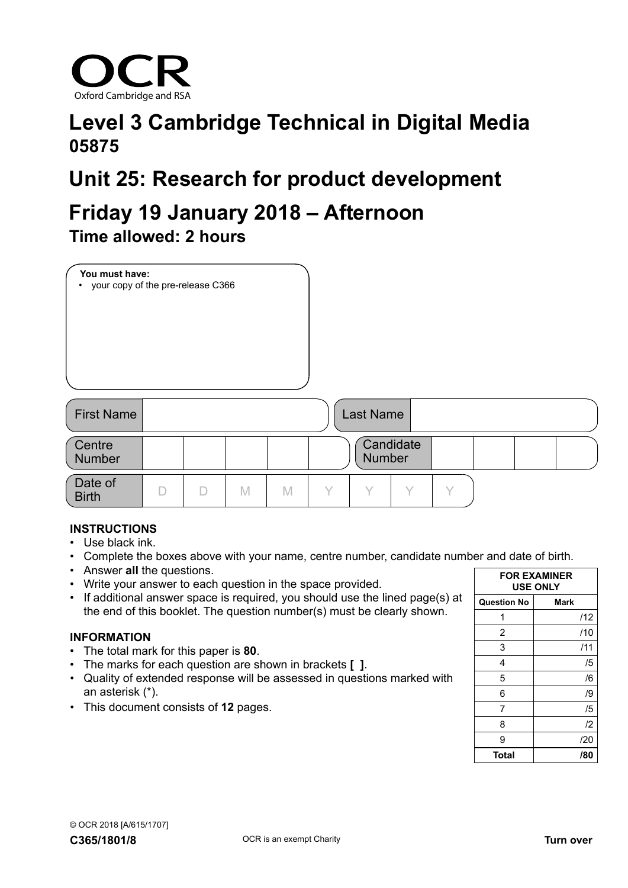OCR

Oxford Cambridge and RSA

# Level 3 Cambridge Technical in Digital Media

**05875**

# Unit 25: Research for product development

# Friday 19 January 2018 – Afternoon

**Time allowed: 2 hours**

**You must have:**

- your copy of the pre-release C366

| First Name | | Last Name | |
|---|---|---|---|

| Centre Number | | | | | | Candidate Number | | | | |
|---|---|---|---|---|---|---|---|---|---|---|

| Date of Birth | D | D | M | M | Y | Y | Y | Y |
|---|---|---|---|---|---|---|---|---|

**INSTRUCTIONS**

- Use black ink.
- Complete the boxes above with your name, centre number, candidate number and date of birth.
- Answer **all** the questions.
- Write your answer to each question in the space provided.
- If additional answer space is required, you should use the lined page(s) at the end of this booklet. The question number(s) must be clearly shown.

**INFORMATION**

- The total mark for this paper is **80**.
- The marks for each question are shown in brackets **[ ]**.
- Quality of extended response will be assessed in questions marked with an asterisk (*).
- This document consists of **12** pages.

| FOR EXAMINER USE ONLY | |
|---|---|
| **Question No** | **Mark** |
| 1 | /12 |
| 2 | /10 |
| 3 | /11 |
| 4 | /5 |
| 5 | /6 |
| 6 | /9 |
| 7 | /5 |
| 8 | /2 |
| 9 | /20 |
| **Total** | **/80** |

© OCR 2018 [A/615/1707]

**C365/1801/8**

OCR is an exempt Charity

**Turn over**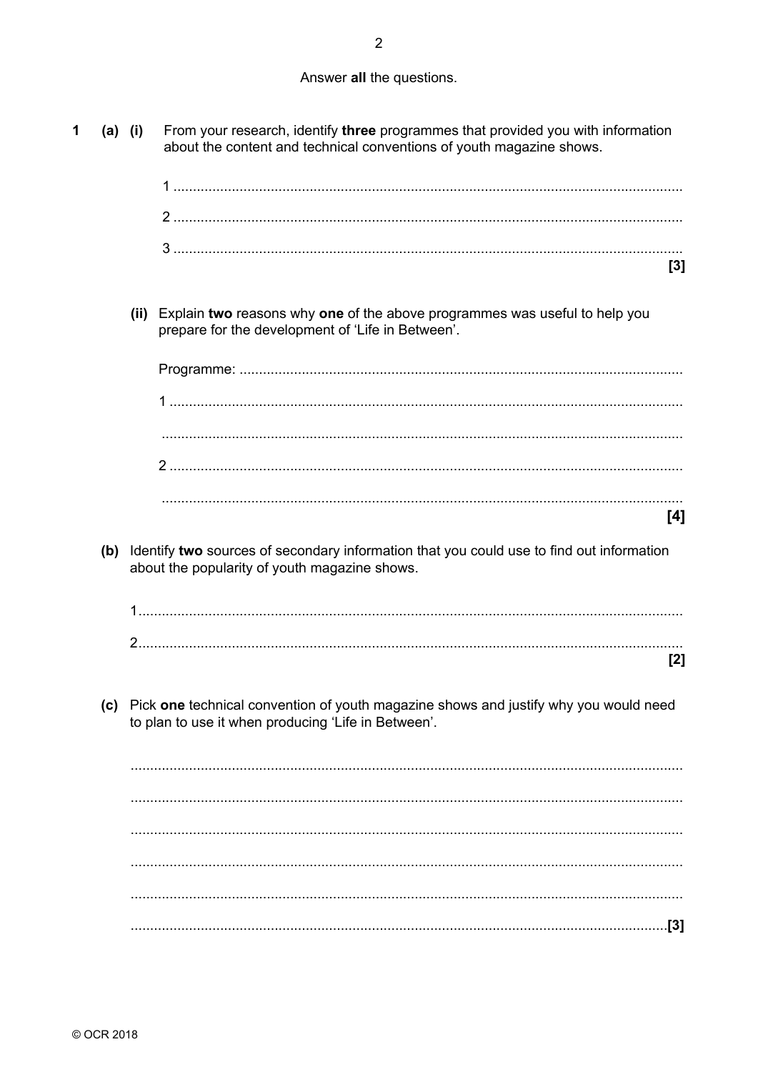Answer **all** the questions.

**1** **(a)** **(i)** From your research, identify **three** programmes that provided you with information about the content and technical conventions of youth magazine shows.

1 ..................................................................................................................................

2 ..................................................................................................................................

3 ..................................................................................................................................
**[3]**

**(ii)** Explain **two** reasons why **one** of the above programmes was useful to help you prepare for the development of 'Life in Between'.

Programme: ..................................................................................................................

1 ..................................................................................................................................

......................................................................................................................................

2 ..................................................................................................................................

......................................................................................................................................
**[4]**

**(b)** Identify **two** sources of secondary information that you could use to find out information about the popularity of youth magazine shows.

1..................................................................................................................................

2..................................................................................................................................
**[2]**

**(c)** Pick **one** technical convention of youth magazine shows and justify why you would need to plan to use it when producing 'Life in Between'.

......................................................................................................................................

......................................................................................................................................

......................................................................................................................................

......................................................................................................................................

......................................................................................................................................

......................................................................................................................................**[3]**

© OCR 2018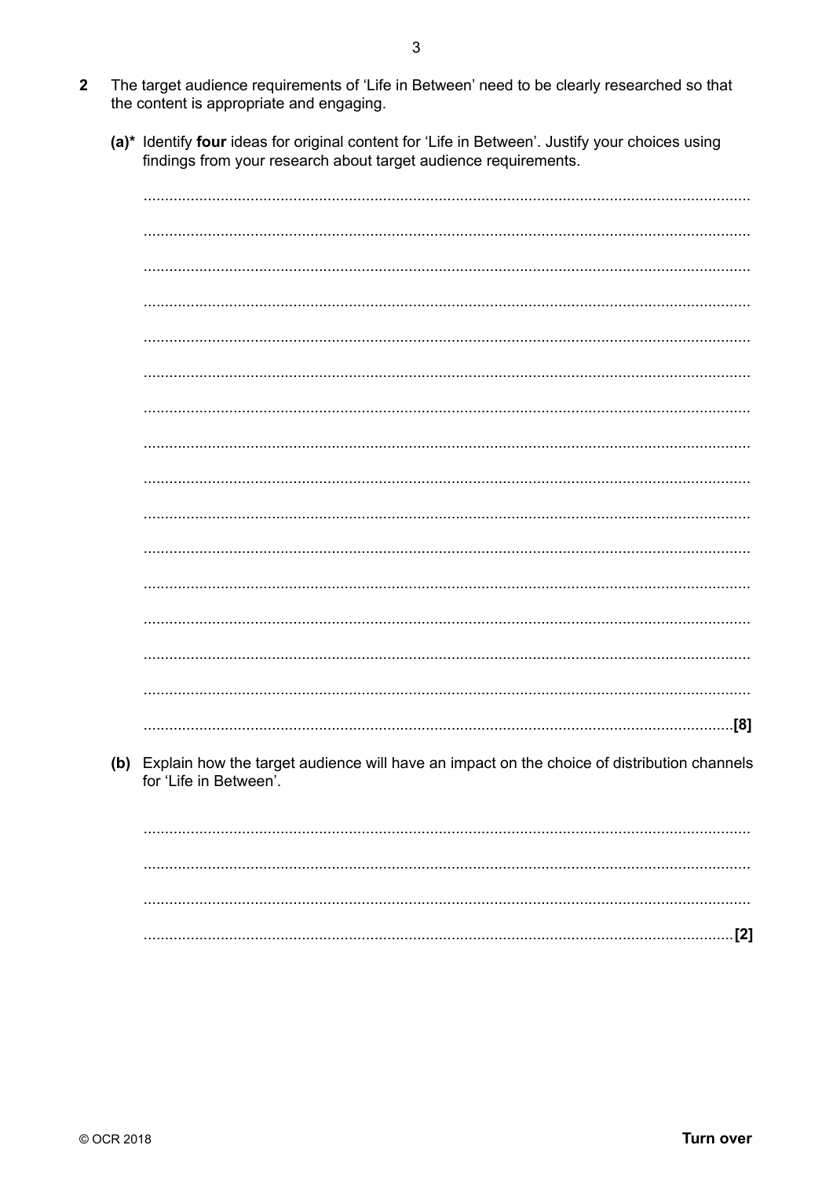**2** The target audience requirements of 'Life in Between' need to be clearly researched so that the content is appropriate and engaging.

**(a)*** Identify **four** ideas for original content for 'Life in Between'. Justify your choices using findings from your research about target audience requirements.

..........................................................................................................................................

..........................................................................................................................................

..........................................................................................................................................

..........................................................................................................................................

..........................................................................................................................................

..........................................................................................................................................

..........................................................................................................................................

..........................................................................................................................................

..........................................................................................................................................

..........................................................................................................................................

..........................................................................................................................................

..........................................................................................................................................

..........................................................................................................................................

..........................................................................................................................................

..........................................................................................................................................

...................................................................................................................................... **[8]**

**(b)** Explain how the target audience will have an impact on the choice of distribution channels for 'Life in Between'.

..........................................................................................................................................

..........................................................................................................................................

..........................................................................................................................................

...................................................................................................................................... **[2]**

© OCR 2018

**Turn over**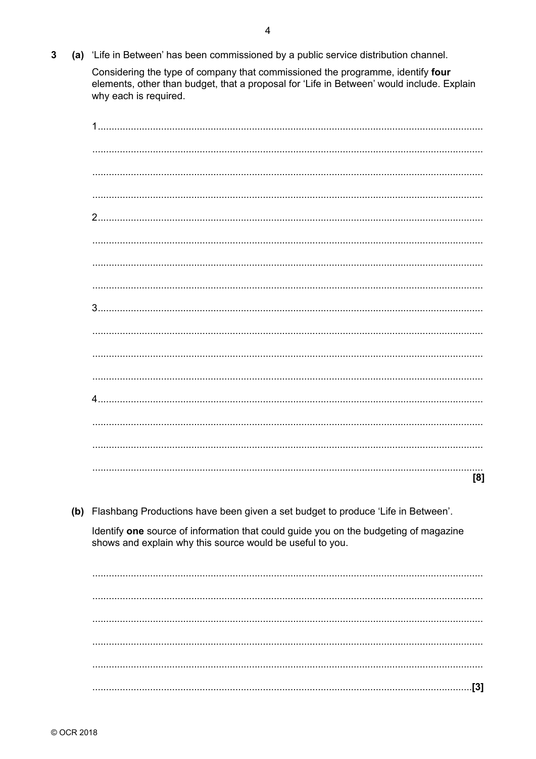**3** **(a)** 'Life in Between' has been commissioned by a public service distribution channel.

Considering the type of company that commissioned the programme, identify **four** elements, other than budget, that a proposal for 'Life in Between' would include. Explain why each is required.

1 ...........................................................................................................................

...........................................................................................................................

...........................................................................................................................

...........................................................................................................................

2 ...........................................................................................................................

...........................................................................................................................

...........................................................................................................................

...........................................................................................................................

3 ...........................................................................................................................

...........................................................................................................................

...........................................................................................................................

...........................................................................................................................

4 ...........................................................................................................................

...........................................................................................................................

...........................................................................................................................

........................................................................................................................... **[8]**

**(b)** Flashbang Productions have been given a set budget to produce 'Life in Between'.

Identify **one** source of information that could guide you on the budgeting of magazine shows and explain why this source would be useful to you.

...........................................................................................................................

...........................................................................................................................

...........................................................................................................................

...........................................................................................................................

...........................................................................................................................

........................................................................................................................... **[3]**

© OCR 2018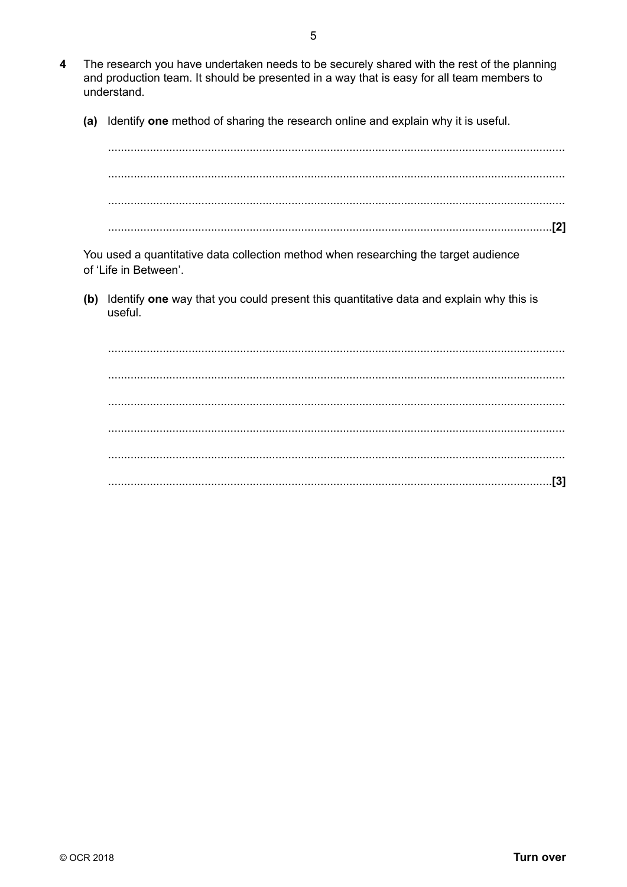**4** The research you have undertaken needs to be securely shared with the rest of the planning and production team. It should be presented in a way that is easy for all team members to understand.

**(a)** Identify **one** method of sharing the research online and explain why it is useful.

.......................................................................................................................................

.......................................................................................................................................

.......................................................................................................................................

....................................................................................................................................... **[2]**

You used a quantitative data collection method when researching the target audience of 'Life in Between'.

**(b)** Identify **one** way that you could present this quantitative data and explain why this is useful.

.......................................................................................................................................

.......................................................................................................................................

.......................................................................................................................................

.......................................................................................................................................

.......................................................................................................................................

....................................................................................................................................... **[3]**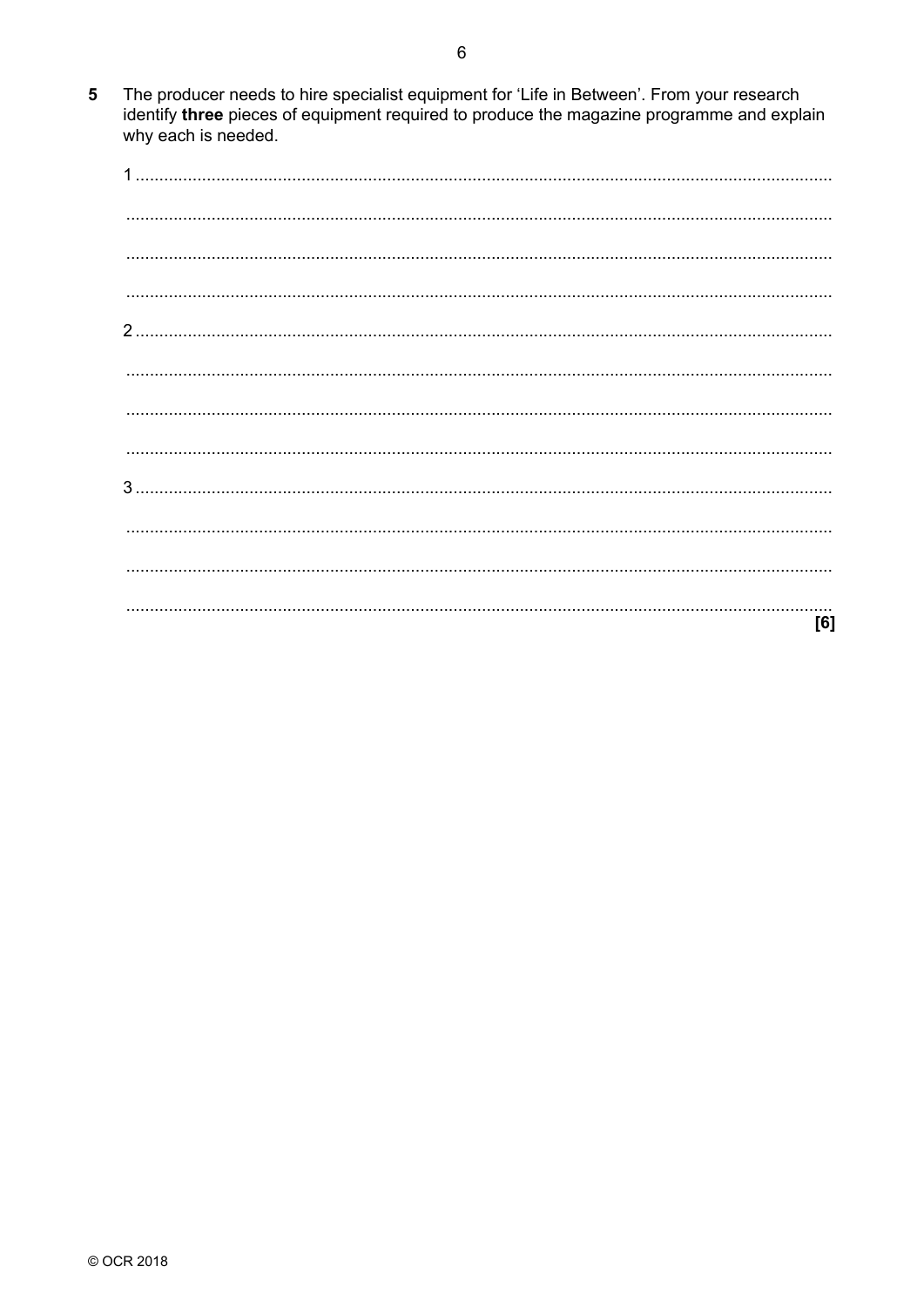**5** The producer needs to hire specialist equipment for 'Life in Between'. From your research identify **three** pieces of equipment required to produce the magazine programme and explain why each is needed.

1 .......................................................................................................................................

.......................................................................................................................................

.......................................................................................................................................

.......................................................................................................................................

2 .......................................................................................................................................

.......................................................................................................................................

.......................................................................................................................................

.......................................................................................................................................

3 .......................................................................................................................................

.......................................................................................................................................

.......................................................................................................................................

....................................................................................................................................... **[6]**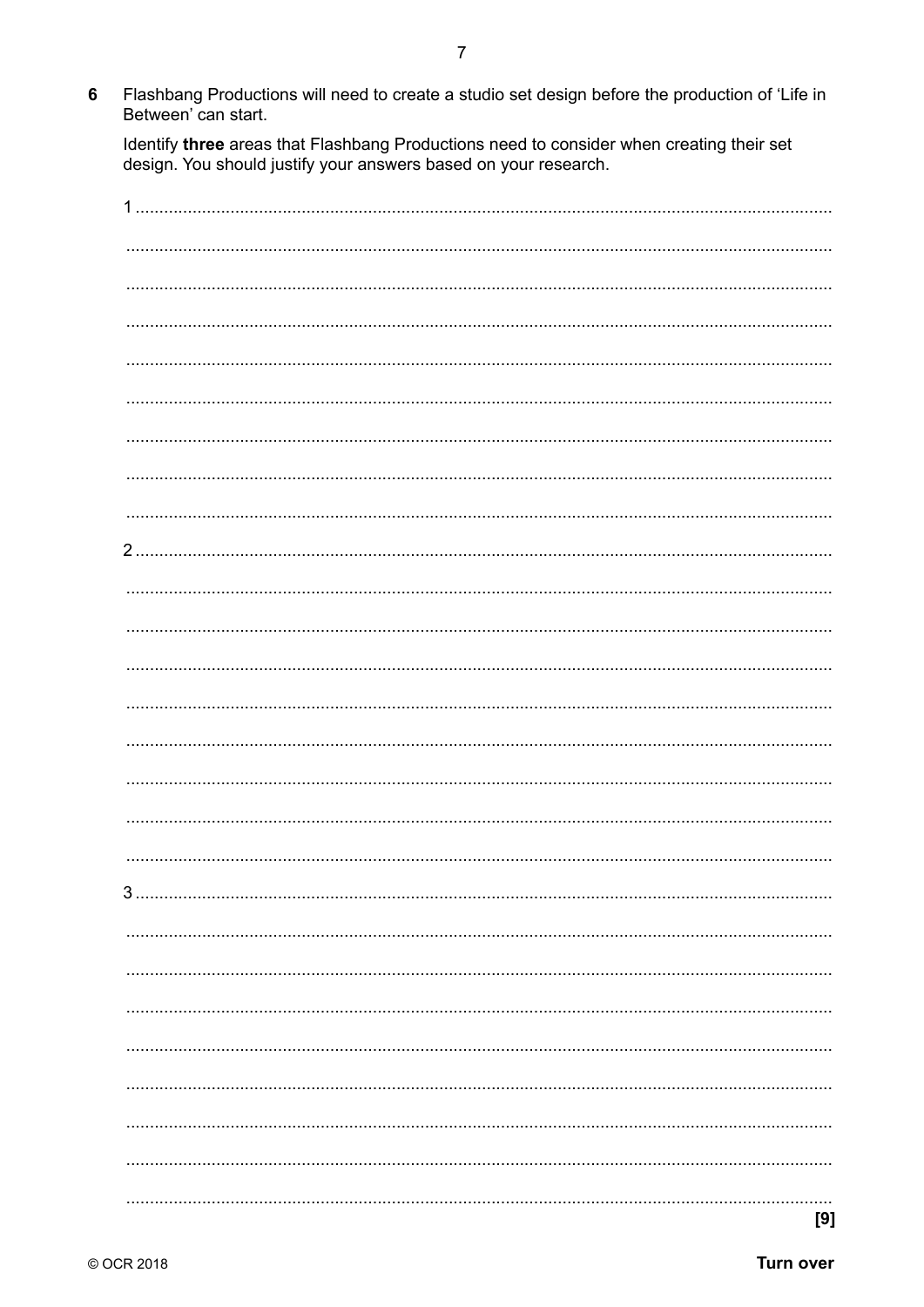6 Flashbang Productions will need to create a studio set design before the production of 'Life in Between' can start.

Identify **three** areas that Flashbang Productions need to consider when creating their set design. You should justify your answers based on your research.

1 ..........................................................................................................................................

..........................................................................................................................................

..........................................................................................................................................

..........................................................................................................................................

..........................................................................................................................................

..........................................................................................................................................

..........................................................................................................................................

..........................................................................................................................................

..........................................................................................................................................

2 ..........................................................................................................................................

..........................................................................................................................................

..........................................................................................................................................

..........................................................................................................................................

..........................................................................................................................................

..........................................................................................................................................

..........................................................................................................................................

..........................................................................................................................................

..........................................................................................................................................

3 ..........................................................................................................................................

..........................................................................................................................................

..........................................................................................................................................

..........................................................................................................................................

..........................................................................................................................................

..........................................................................................................................................

..........................................................................................................................................

..........................................................................................................................................

..........................................................................................................................................

[9]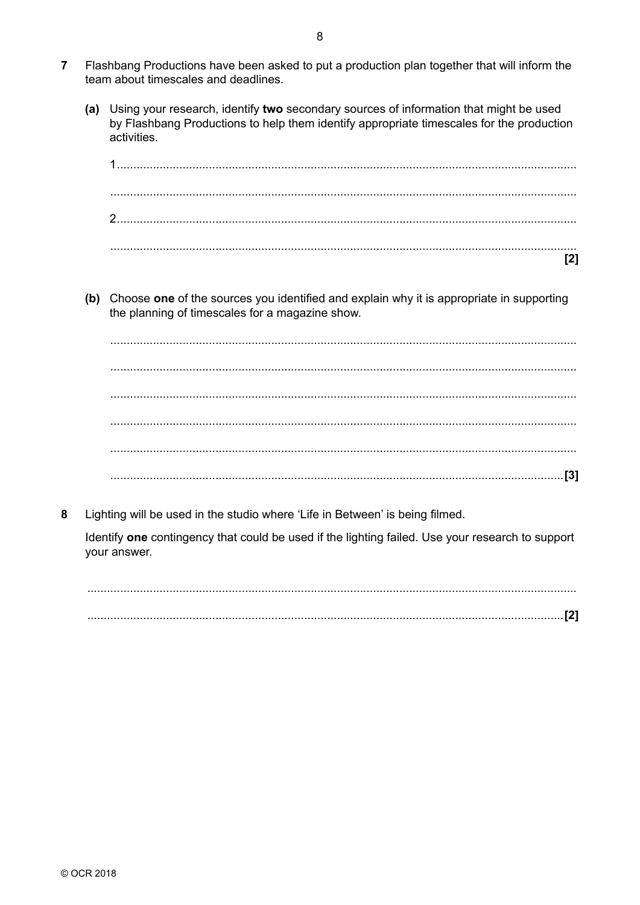**7** Flashbang Productions have been asked to put a production plan together that will inform the team about timescales and deadlines.

**(a)** Using your research, identify **two** secondary sources of information that might be used by Flashbang Productions to help them identify appropriate timescales for the production activities.

1 ..............................................................................................................................................

..............................................................................................................................................

2 ..............................................................................................................................................

.............................................................................................................................................. **[2]**

**(b)** Choose **one** of the sources you identified and explain why it is appropriate in supporting the planning of timescales for a magazine show.

..............................................................................................................................................

..............................................................................................................................................

..............................................................................................................................................

..............................................................................................................................................

..............................................................................................................................................

.............................................................................................................................................. **[3]**

**8** Lighting will be used in the studio where 'Life in Between' is being filmed.

Identify **one** contingency that could be used if the lighting failed. Use your research to support your answer.

..............................................................................................................................................

.............................................................................................................................................. **[2]**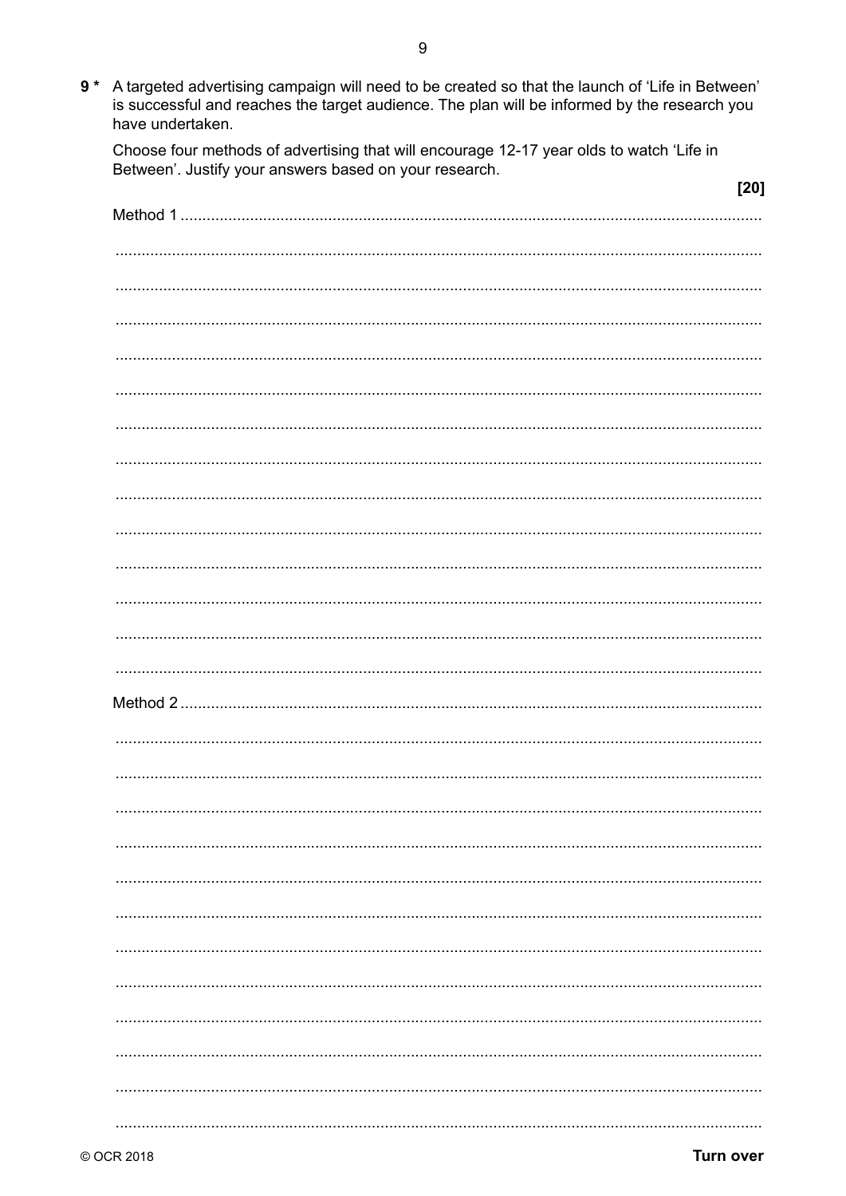**9*** A targeted advertising campaign will need to be created so that the launch of 'Life in Between' is successful and reaches the target audience. The plan will be informed by the research you have undertaken.

Choose four methods of advertising that will encourage 12-17 year olds to watch 'Life in Between'. Justify your answers based on your research.

**[20]**

Method 1 ..........................................................................................................................

..........................................................................................................................

..........................................................................................................................

..........................................................................................................................

..........................................................................................................................

..........................................................................................................................

..........................................................................................................................

..........................................................................................................................

..........................................................................................................................

..........................................................................................................................

..........................................................................................................................

..........................................................................................................................

..........................................................................................................................

..........................................................................................................................

Method 2 ..........................................................................................................................

..........................................................................................................................

..........................................................................................................................

..........................................................................................................................

..........................................................................................................................

..........................................................................................................................

..........................................................................................................................

..........................................................................................................................

..........................................................................................................................

..........................................................................................................................

..........................................................................................................................

..........................................................................................................................

..........................................................................................................................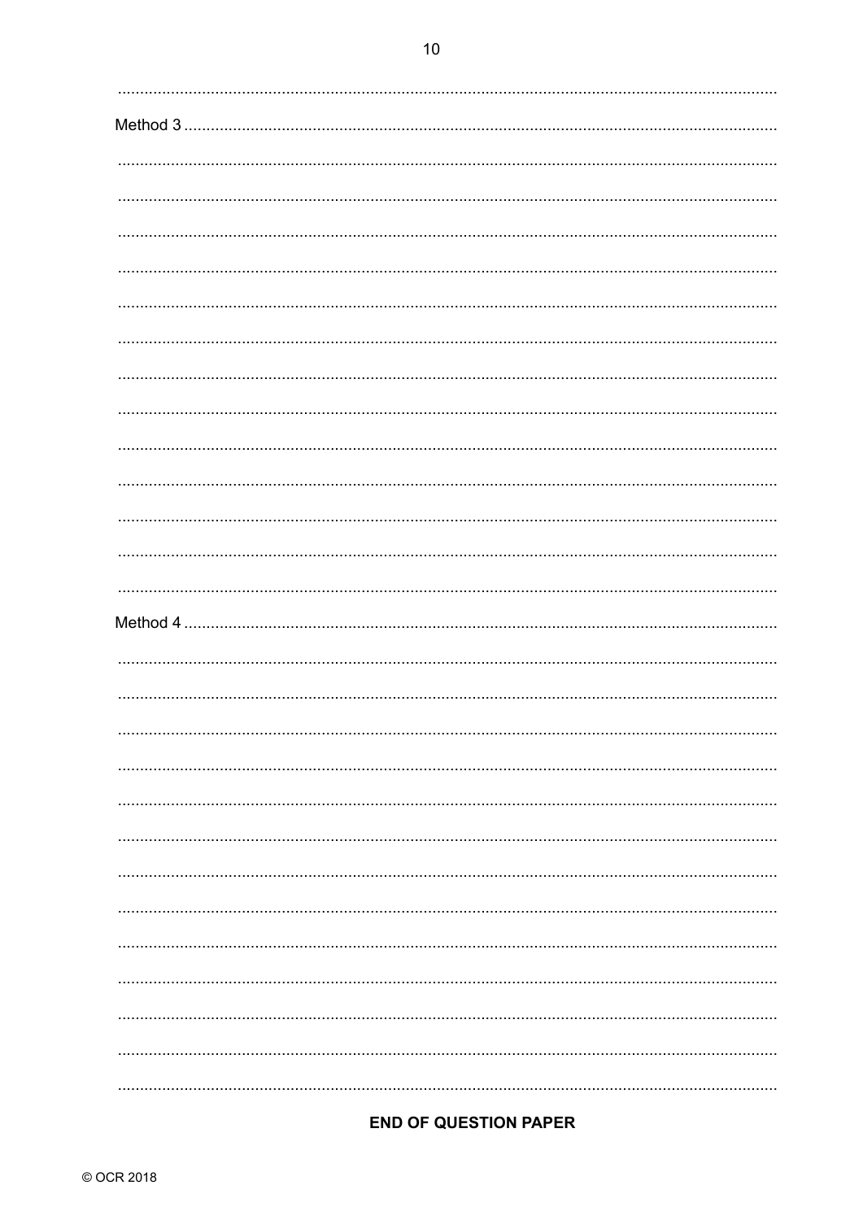Method 3

Method 4

**END OF QUESTION PAPER**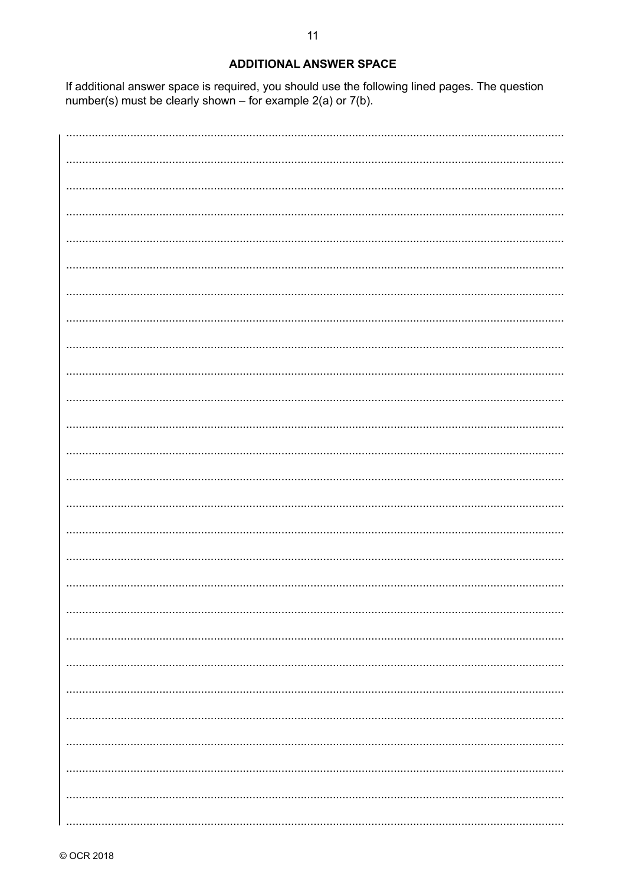## ADDITIONAL ANSWER SPACE

If additional answer space is required, you should use the following lined pages. The question number(s) must be clearly shown – for example 2(a) or 7(b).

© OCR 2018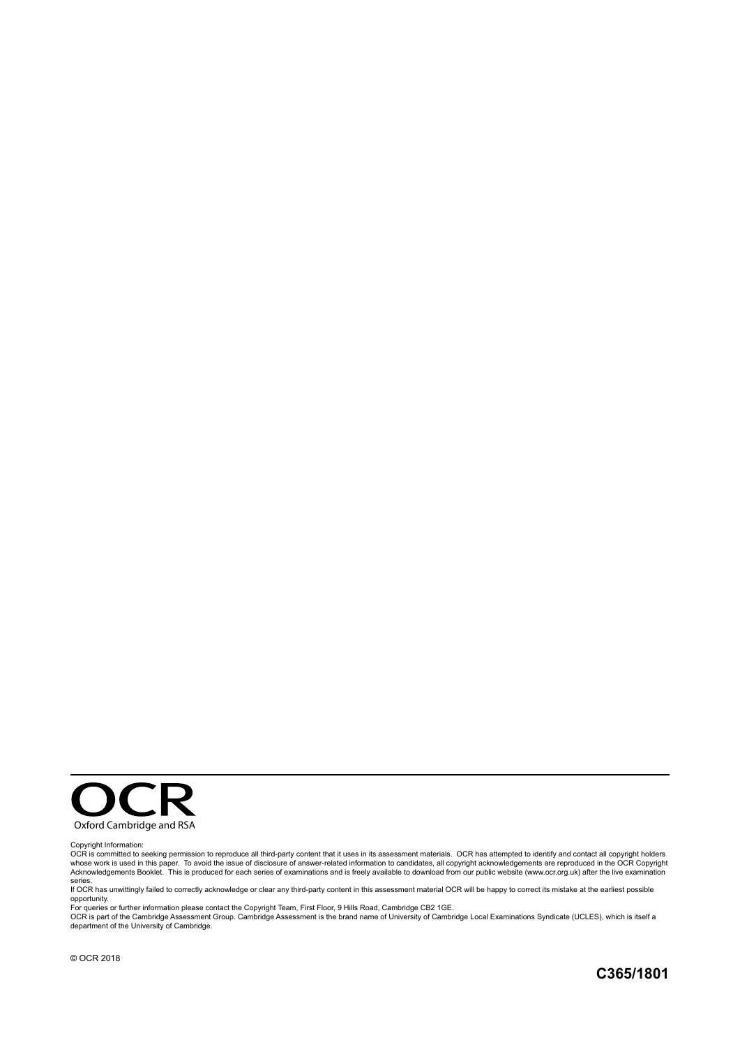OCR

Oxford Cambridge and RSA

Copyright Information:

OCR is committed to seeking permission to reproduce all third-party content that it uses in its assessment materials. OCR has attempted to identify and contact all copyright holders whose work is used in this paper. To avoid the issue of disclosure of answer-related information to candidates, all copyright acknowledgements are reproduced in the OCR Copyright Acknowledgements Booklet. This is produced for each series of examinations and is freely available to download from our public website (www.ocr.org.uk) after the live examination series.

If OCR has unwittingly failed to correctly acknowledge or clear any third-party content in this assessment material OCR will be happy to correct its mistake at the earliest possible opportunity.

For queries or further information please contact the Copyright Team, First Floor, 9 Hills Road, Cambridge CB2 1GE.

OCR is part of the Cambridge Assessment Group. Cambridge Assessment is the brand name of University of Cambridge Local Examinations Syndicate (UCLES), which is itself a department of the University of Cambridge.

© OCR 2018

**C365/1801**